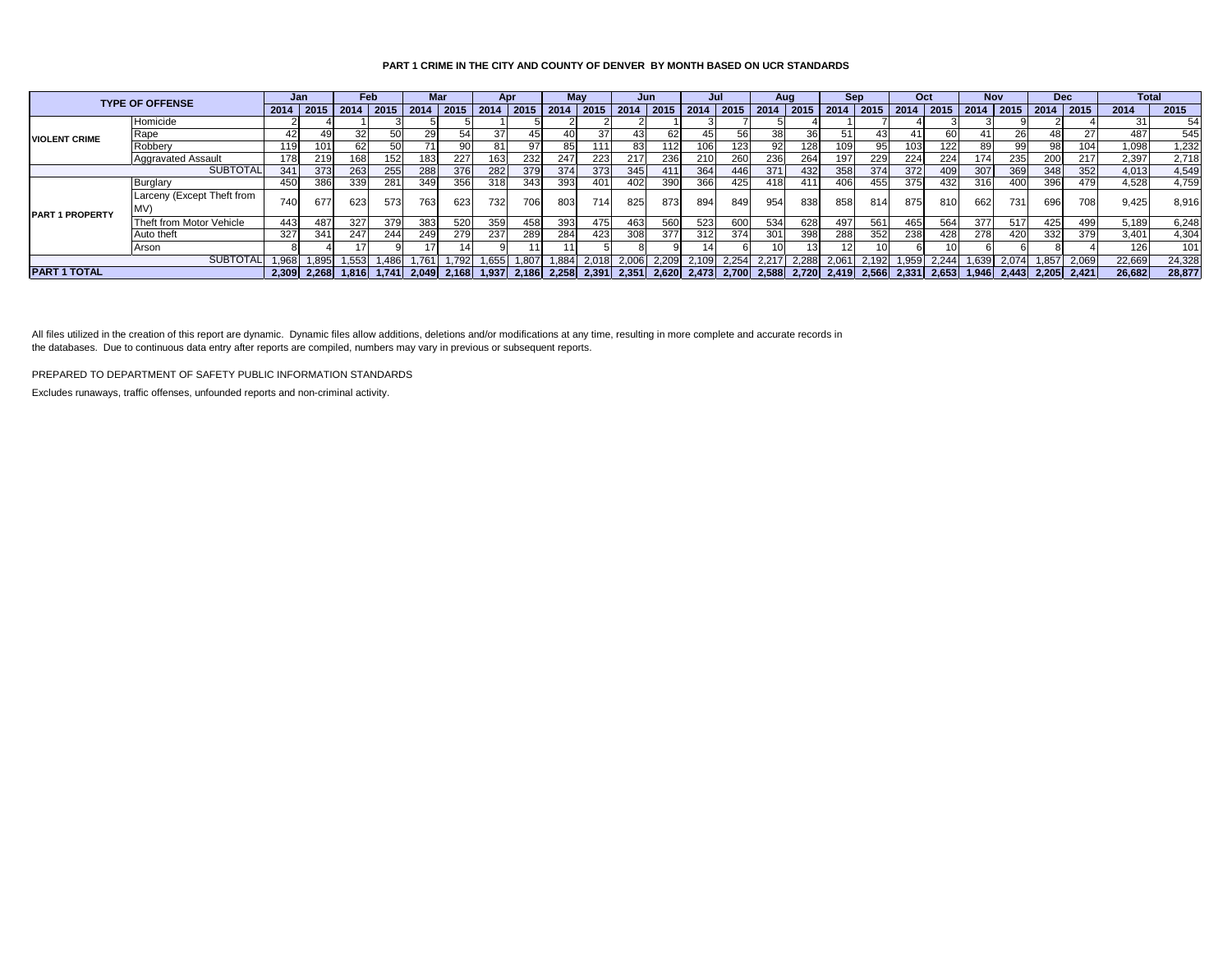**PART 1 CRIME IN THE CITY AND COUNTY OF DENVER BY MONTH BASED ON UCR STANDARDS**

| TYPE OF OFFENSE | | Jan | | Feb | | Mar | | Apr | | May | | Jun | | Jul | | Aug | | Sep | | Oct | | Nov | | Dec | | Total | |
|---|---|---|---|---|---|---|---|---|---|---|---|---|---|---|---|---|---|---|---|---|---|---|---|---|---|---|---|
| | | 2014 | 2015 | 2014 | 2015 | 2014 | 2015 | 2014 | 2015 | 2014 | 2015 | 2014 | 2015 | 2014 | 2015 | 2014 | 2015 | 2014 | 2015 | 2014 | 2015 | 2014 | 2015 | 2014 | 2015 | 2014 | 2015 |
| VIOLENT CRIME | Homicide | 2 | 4 | 1 | 3 | 5 | 5 | 1 | 5 | 2 | 2 | 2 | 1 | 3 | 7 | 5 | 4 | 1 | 7 | 4 | 3 | 3 | 9 | 2 | 4 | 31 | 54 |
| | Rape | 42 | 49 | 32 | 50 | 29 | 54 | 37 | 45 | 40 | 37 | 43 | 62 | 45 | 56 | 38 | 36 | 51 | 43 | 41 | 60 | 41 | 26 | 48 | 27 | 487 | 545 |
| | Robbery | 119 | 101 | 62 | 50 | 71 | 90 | 81 | 97 | 85 | 111 | 83 | 112 | 106 | 123 | 92 | 128 | 109 | 95 | 103 | 122 | 89 | 99 | 98 | 104 | 1,098 | 1,232 |
| | Aggravated Assault | 178 | 219 | 168 | 152 | 183 | 227 | 163 | 232 | 247 | 223 | 217 | 236 | 210 | 260 | 236 | 264 | 197 | 229 | 224 | 224 | 174 | 235 | 200 | 217 | 2,397 | 2,718 |
| SUBTOTAL | | 341 | 373 | 263 | 255 | 288 | 376 | 282 | 379 | 374 | 373 | 345 | 411 | 364 | 446 | 371 | 432 | 358 | 374 | 372 | 409 | 307 | 369 | 348 | 352 | 4,013 | 4,549 |
| PART 1 PROPERTY | Burglary | 450 | 386 | 339 | 281 | 349 | 356 | 318 | 343 | 393 | 401 | 402 | 390 | 366 | 425 | 418 | 411 | 406 | 455 | 375 | 432 | 316 | 400 | 396 | 479 | 4,528 | 4,759 |
| | Larceny (Except Theft from MV) | 740 | 677 | 623 | 573 | 763 | 623 | 732 | 706 | 803 | 714 | 825 | 873 | 894 | 849 | 954 | 838 | 858 | 814 | 875 | 810 | 662 | 731 | 696 | 708 | 9,425 | 8,916 |
| | Theft from Motor Vehicle | 443 | 487 | 327 | 379 | 383 | 520 | 359 | 458 | 393 | 475 | 463 | 560 | 523 | 600 | 534 | 628 | 497 | 561 | 465 | 564 | 377 | 517 | 425 | 499 | 5,189 | 6,248 |
| | Auto theft | 327 | 341 | 247 | 244 | 249 | 279 | 237 | 289 | 284 | 423 | 308 | 377 | 312 | 374 | 301 | 398 | 288 | 352 | 238 | 428 | 278 | 420 | 332 | 379 | 3,401 | 4,304 |
| | Arson | 8 | 4 | 17 | 9 | 17 | 14 | 9 | 11 | 11 | 5 | 8 | 9 | 14 | 6 | 10 | 13 | 12 | 10 | 6 | 10 | 6 | 6 | 8 | 4 | 126 | 101 |
| SUBTOTAL | | 1,968 | 1,895 | 1,553 | 1,486 | 1,761 | 1,792 | 1,655 | 1,807 | 1,884 | 2,018 | 2,006 | 2,209 | 2,109 | 2,254 | 2,217 | 2,288 | 2,061 | 2,192 | 1,959 | 2,244 | 1,639 | 2,074 | 1,857 | 2,069 | 22,669 | 24,328 |
| **PART 1 TOTAL** | | **2,309** | **2,268** | **1,816** | **1,741** | **2,049** | **2,168** | **1,937** | **2,186** | **2,258** | **2,391** | **2,351** | **2,620** | **2,473** | **2,700** | **2,588** | **2,720** | **2,419** | **2,566** | **2,331** | **2,653** | **1,946** | **2,443** | **2,205** | **2,421** | **26,682** | **28,877** |

All files utilized in the creation of this report are dynamic. Dynamic files allow additions, deletions and/or modifications at any time, resulting in more complete and accurate records in the databases. Due to continuous data entry after reports are compiled, numbers may vary in previous or subsequent reports.

PREPARED TO DEPARTMENT OF SAFETY PUBLIC INFORMATION STANDARDS

Excludes runaways, traffic offenses, unfounded reports and non-criminal activity.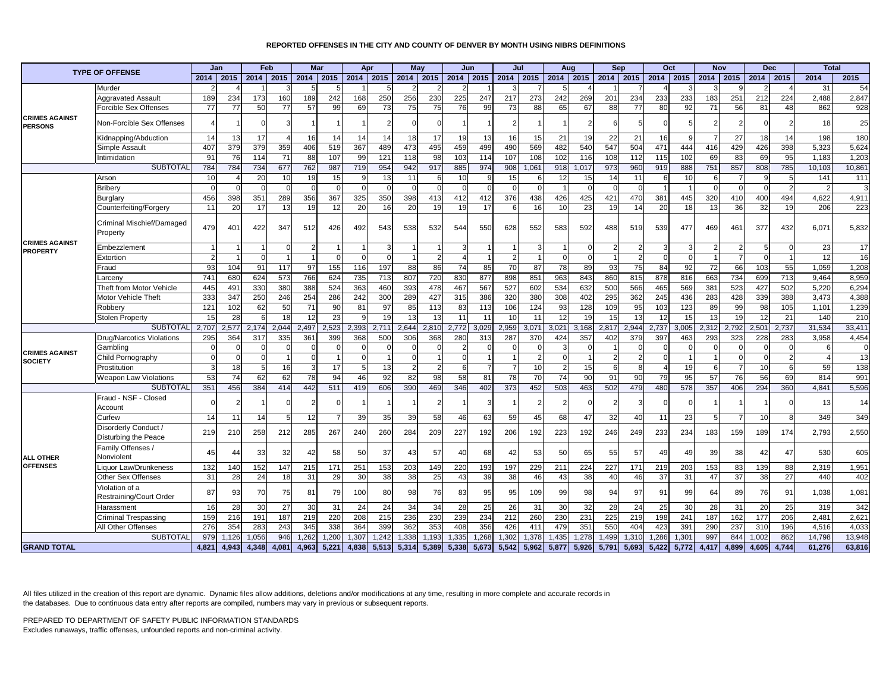**REPORTED OFFENSES IN THE CITY AND COUNTY OF DENVER BY MONTH USING NIBRS DEFINITIONS**

| TYPE OF OFFENSE | | Jan | | Feb | | Mar | | Apr | | May | | Jun | | Jul | | Aug | | Sep | | Oct | | Nov | | Dec | | Total | |
|---|---|---|---|---|---|---|---|---|---|---|---|---|---|---|---|---|---|---|---|---|---|---|---|---|---|---|---|
| | | 2014 | 2015 | 2014 | 2015 | 2014 | 2015 | 2014 | 2015 | 2014 | 2015 | 2014 | 2015 | 2014 | 2015 | 2014 | 2015 | 2014 | 2015 | 2014 | 2015 | 2014 | 2015 | 2014 | 2015 | 2014 | 2015 |
| CRIMES AGAINST PERSONS | Murder | 2 | 4 | 1 | 3 | 5 | 5 | 1 | 5 | 2 | 2 | 2 | 1 | 3 | 7 | 5 | 4 | 1 | 7 | 4 | 3 | 3 | 9 | 2 | 4 | 31 | 54 |
| | Aggravated Assault | 189 | 234 | 173 | 160 | 189 | 242 | 168 | 250 | 256 | 230 | 225 | 247 | 217 | 273 | 242 | 269 | 201 | 234 | 233 | 233 | 183 | 251 | 212 | 224 | 2,488 | 2,847 |
| | Forcible Sex Offenses | 77 | 77 | 50 | 77 | 57 | 99 | 69 | 73 | 75 | 75 | 76 | 99 | 73 | 88 | 65 | 67 | 88 | 77 | 80 | 92 | 71 | 56 | 81 | 48 | 862 | 928 |
| | Non-Forcible Sex Offenses | 4 | 1 | 0 | 3 | 1 | 1 | 1 | 2 | 0 | 0 | 1 | 1 | 2 | 1 | 1 | 2 | 6 | 5 | 0 | 5 | 2 | 2 | 0 | 2 | 18 | 25 |
| | Kidnapping/Abduction | 14 | 13 | 17 | 4 | 16 | 14 | 14 | 14 | 18 | 17 | 19 | 13 | 16 | 15 | 21 | 19 | 22 | 21 | 16 | 9 | 7 | 27 | 18 | 14 | 198 | 180 |
| | Simple Assault | 407 | 379 | 379 | 359 | 406 | 519 | 367 | 489 | 473 | 495 | 459 | 499 | 490 | 569 | 482 | 540 | 547 | 504 | 471 | 444 | 416 | 429 | 426 | 398 | 5,323 | 5,624 |
| | Intimidation | 91 | 76 | 114 | 71 | 88 | 107 | 99 | 121 | 118 | 98 | 103 | 114 | 107 | 108 | 102 | 116 | 108 | 112 | 115 | 102 | 69 | 83 | 69 | 95 | 1,183 | 1,203 |
| | SUBTOTAL | 784 | 784 | 734 | 677 | 762 | 987 | 719 | 954 | 942 | 917 | 885 | 974 | 908 | 1,061 | 918 | 1,017 | 973 | 960 | 919 | 888 | 751 | 857 | 808 | 785 | 10,103 | 10,861 |
| CRIMES AGAINST PROPERTY | Arson | 10 | 4 | 20 | 10 | 19 | 15 | 9 | 13 | 11 | 6 | 10 | 9 | 15 | 6 | 12 | 15 | 14 | 11 | 6 | 10 | 6 | 7 | 9 | 5 | 141 | 111 |
| | Bribery | 0 | 0 | 0 | 0 | 0 | 0 | 0 | 0 | 0 | 0 | 0 | 0 | 0 | 0 | 1 | 0 | 0 | 0 | 1 | 1 | 0 | 0 | 0 | 2 | 2 | 3 |
| | Burglary | 456 | 398 | 351 | 289 | 356 | 367 | 325 | 350 | 398 | 413 | 412 | 412 | 376 | 438 | 426 | 425 | 421 | 470 | 381 | 445 | 320 | 410 | 400 | 494 | 4,622 | 4,911 |
| | Counterfeiting/Forgery | 11 | 20 | 17 | 13 | 19 | 12 | 20 | 16 | 20 | 19 | 19 | 17 | 6 | 16 | 10 | 23 | 19 | 14 | 20 | 18 | 13 | 36 | 32 | 19 | 206 | 223 |
| | Criminal Mischief/Damaged Property | 479 | 401 | 422 | 347 | 512 | 426 | 492 | 543 | 538 | 532 | 544 | 550 | 628 | 552 | 583 | 592 | 488 | 519 | 539 | 477 | 469 | 461 | 377 | 432 | 6,071 | 5,832 |
| | Embezzlement | 1 | 1 | 1 | 0 | 2 | 1 | 1 | 3 | 1 | 1 | 3 | 1 | 1 | 3 | 1 | 0 | 2 | 2 | 3 | 3 | 2 | 2 | 5 | 0 | 23 | 17 |
| | Extortion | 2 | 1 | 0 | 1 | 1 | 0 | 0 | 0 | 1 | 2 | 4 | 1 | 2 | 1 | 0 | 0 | 1 | 2 | 0 | 0 | 1 | 7 | 0 | 1 | 12 | 16 |
| | Fraud | 93 | 104 | 91 | 117 | 97 | 155 | 116 | 197 | 88 | 86 | 74 | 85 | 70 | 87 | 78 | 89 | 93 | 75 | 84 | 92 | 72 | 66 | 103 | 55 | 1,059 | 1,208 |
| | Larceny | 741 | 680 | 624 | 573 | 766 | 624 | 735 | 713 | 807 | 720 | 830 | 877 | 898 | 851 | 963 | 843 | 860 | 815 | 878 | 816 | 663 | 734 | 699 | 713 | 9,464 | 8,959 |
| | Theft from Motor Vehicle | 445 | 491 | 330 | 380 | 388 | 524 | 363 | 460 | 393 | 478 | 467 | 567 | 527 | 602 | 534 | 632 | 500 | 566 | 465 | 569 | 381 | 523 | 427 | 502 | 5,220 | 6,294 |
| | Motor Vehicle Theft | 333 | 347 | 250 | 246 | 254 | 286 | 242 | 300 | 289 | 427 | 315 | 386 | 320 | 380 | 308 | 402 | 295 | 362 | 245 | 436 | 283 | 428 | 339 | 388 | 3,473 | 4,388 |
| | Robbery | 121 | 102 | 62 | 50 | 71 | 90 | 81 | 97 | 85 | 113 | 83 | 113 | 106 | 124 | 93 | 128 | 109 | 95 | 103 | 123 | 89 | 99 | 98 | 105 | 1,101 | 1,239 |
| | Stolen Property | 15 | 28 | 6 | 18 | 12 | 23 | 9 | 19 | 13 | 13 | 11 | 11 | 10 | 11 | 12 | 19 | 15 | 13 | 12 | 15 | 13 | 19 | 12 | 21 | 140 | 210 |
| | SUBTOTAL | 2,707 | 2,577 | 2,174 | 2,044 | 2,497 | 2,523 | 2,393 | 2,711 | 2,644 | 2,810 | 2,772 | 3,029 | 2,959 | 3,071 | 3,021 | 3,168 | 2,817 | 2,944 | 2,737 | 3,005 | 2,312 | 2,792 | 2,501 | 2,737 | 31,534 | 33,411 |
| CRIMES AGAINST SOCIETY | Drug/Narcotics Violations | 295 | 364 | 317 | 335 | 361 | 399 | 368 | 500 | 306 | 368 | 280 | 313 | 287 | 370 | 424 | 357 | 402 | 379 | 397 | 463 | 293 | 323 | 228 | 283 | 3,958 | 4,454 |
| | Gambling | 0 | 0 | 0 | 0 | 0 | 0 | 0 | 0 | 0 | 0 | 2 | 0 | 0 | 0 | 3 | 0 | 1 | 0 | 0 | 0 | 0 | 0 | 0 | 0 | 6 | 0 |
| | Child Pornography | 0 | 0 | 0 | 1 | 0 | 1 | 0 | 1 | 0 | 1 | 0 | 1 | 1 | 2 | 0 | 1 | 2 | 2 | 0 | 1 | 1 | 0 | 0 | 2 | 4 | 13 |
| | Prostitution | 3 | 18 | 5 | 16 | 3 | 17 | 5 | 13 | 2 | 2 | 6 | 7 | 7 | 10 | 2 | 15 | 6 | 8 | 4 | 19 | 6 | 7 | 10 | 6 | 59 | 138 |
| | Weapon Law Violations | 53 | 74 | 62 | 62 | 78 | 94 | 46 | 92 | 82 | 98 | 58 | 81 | 78 | 70 | 74 | 90 | 91 | 90 | 79 | 95 | 57 | 76 | 56 | 69 | 814 | 991 |
| | SUBTOTAL | 351 | 456 | 384 | 414 | 442 | 511 | 419 | 606 | 390 | 469 | 346 | 402 | 373 | 452 | 503 | 463 | 502 | 479 | 480 | 578 | 357 | 406 | 294 | 360 | 4,841 | 5,596 |
| ALL OTHER OFFENSES | Fraud - NSF - Closed Account | 0 | 2 | 1 | 0 | 2 | 0 | 1 | 1 | 1 | 2 | 1 | 3 | 1 | 2 | 2 | 0 | 2 | 3 | 0 | 0 | 1 | 1 | 1 | 0 | 13 | 14 |
| | Curfew | 14 | 11 | 14 | 5 | 12 | 7 | 39 | 35 | 39 | 58 | 46 | 63 | 59 | 45 | 68 | 47 | 32 | 40 | 11 | 23 | 5 | 7 | 10 | 8 | 349 | 349 |
| | Disorderly Conduct / Disturbing the Peace | 219 | 210 | 258 | 212 | 285 | 267 | 240 | 260 | 284 | 209 | 227 | 192 | 206 | 192 | 223 | 192 | 246 | 249 | 233 | 234 | 183 | 159 | 189 | 174 | 2,793 | 2,550 |
| | Family Offenses / Nonviolent | 45 | 44 | 33 | 32 | 42 | 58 | 50 | 37 | 43 | 57 | 40 | 68 | 42 | 53 | 50 | 65 | 55 | 57 | 49 | 49 | 39 | 38 | 42 | 47 | 530 | 605 |
| | Liquor Law/Drunkeness | 132 | 140 | 152 | 147 | 215 | 171 | 251 | 153 | 203 | 149 | 220 | 193 | 197 | 229 | 211 | 224 | 227 | 171 | 219 | 203 | 153 | 83 | 139 | 88 | 2,319 | 1,951 |
| | Other Sex Offenses | 31 | 28 | 24 | 18 | 31 | 29 | 30 | 38 | 38 | 25 | 43 | 39 | 38 | 46 | 43 | 38 | 40 | 46 | 37 | 31 | 47 | 37 | 38 | 27 | 440 | 402 |
| | Violation of a Restraining/Court Order | 87 | 93 | 70 | 75 | 81 | 79 | 100 | 80 | 98 | 76 | 83 | 95 | 95 | 109 | 99 | 98 | 94 | 97 | 91 | 99 | 64 | 89 | 76 | 91 | 1,038 | 1,081 |
| | Harassment | 16 | 28 | 30 | 27 | 30 | 31 | 24 | 24 | 34 | 34 | 28 | 25 | 26 | 31 | 30 | 32 | 28 | 24 | 25 | 30 | 28 | 31 | 20 | 25 | 319 | 342 |
| | Criminal Trespassing | 159 | 216 | 191 | 187 | 219 | 220 | 208 | 215 | 236 | 230 | 239 | 234 | 212 | 260 | 230 | 231 | 225 | 219 | 198 | 241 | 187 | 162 | 177 | 206 | 2,481 | 2,621 |
| | All Other Offenses | 276 | 354 | 283 | 243 | 345 | 338 | 364 | 399 | 362 | 353 | 408 | 356 | 426 | 411 | 479 | 351 | 550 | 404 | 423 | 391 | 290 | 237 | 310 | 196 | 4,516 | 4,033 |
| | SUBTOTAL | 979 | 1,126 | 1,056 | 946 | 1,262 | 1,200 | 1,307 | 1,242 | 1,338 | 1,193 | 1,335 | 1,268 | 1,302 | 1,378 | 1,435 | 1,278 | 1,499 | 1,310 | 1,286 | 1,301 | 997 | 844 | 1,002 | 862 | 14,798 | 13,948 |
| **GRAND TOTAL** | | **4,821** | **4,943** | **4,348** | **4,081** | **4,963** | **5,221** | **4,838** | **5,513** | **5,314** | **5,389** | **5,338** | **5,673** | **5,542** | **5,962** | **5,877** | **5,926** | **5,791** | **5,693** | **5,422** | **5,772** | **4,417** | **4,899** | **4,605** | **4,744** | **61,276** | **63,816** |

All files utilized in the creation of this report are dynamic. Dynamic files allow additions, deletions and/or modifications at any time, resulting in more complete and accurate records in the databases. Due to continuous data entry after reports are compiled, numbers may vary in previous or subsequent reports.

PREPARED TO DEPARTMENT OF SAFETY PUBLIC INFORMATION STANDARDS
Excludes runaways, traffic offenses, unfounded reports and non-criminal activity.